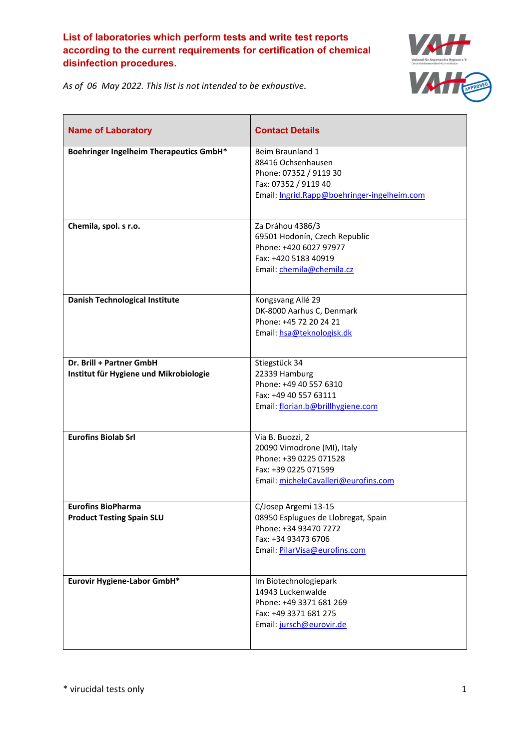**List of laboratories which perform tests and write test reports according to the current requirements for certification of chemical disinfection procedures.**

*As of 06 May 2022. This list is not intended to be exhaustive.*

| Name of Laboratory | Contact Details |
|---|---|
| **Boehringer Ingelheim Therapeutics GmbH*** | Beim Braunland 1<br>88416 Ochsenhausen<br>Phone: 07352 / 9119 30<br>Fax: 07352 / 9119 40<br>Email: Ingrid.Rapp@boehringer-ingelheim.com |
| **Chemila, spol. s r.o.** | Za Dráhou 4386/3<br>69501 Hodonín, Czech Republic<br>Phone: +420 6027 97977<br>Fax: +420 5183 40919<br>Email: chemila@chemila.cz |
| **Danish Technological Institute** | Kongsvang Allé 29<br>DK-8000 Aarhus C, Denmark<br>Phone: +45 72 20 24 21<br>Email: hsa@teknologisk.dk |
| **Dr. Brill + Partner GmbH**<br>**Institut für Hygiene und Mikrobiologie** | Stiegstück 34<br>22339 Hamburg<br>Phone: +49 40 557 6310<br>Fax: +49 40 557 63111<br>Email: florian.b@brillhygiene.com |
| **Eurofins Biolab Srl** | Via B. Buozzi, 2<br>20090 Vimodrone (MI), Italy<br>Phone: +39 0225 071528<br>Fax: +39 0225 071599<br>Email: micheleCavalleri@eurofins.com |
| **Eurofins BioPharma**<br>**Product Testing Spain SLU** | C/Josep Argemi 13-15<br>08950 Esplugues de Llobregat, Spain<br>Phone: +34 93470 7272<br>Fax: +34 93473 6706<br>Email: PilarVisa@eurofins.com |
| **Eurovir Hygiene-Labor GmbH*** | Im Biotechnologiepark<br>14943 Luckenwalde<br>Phone: +49 3371 681 269<br>Fax: +49 3371 681 275<br>Email: jursch@eurovir.de |

\* virucidal tests only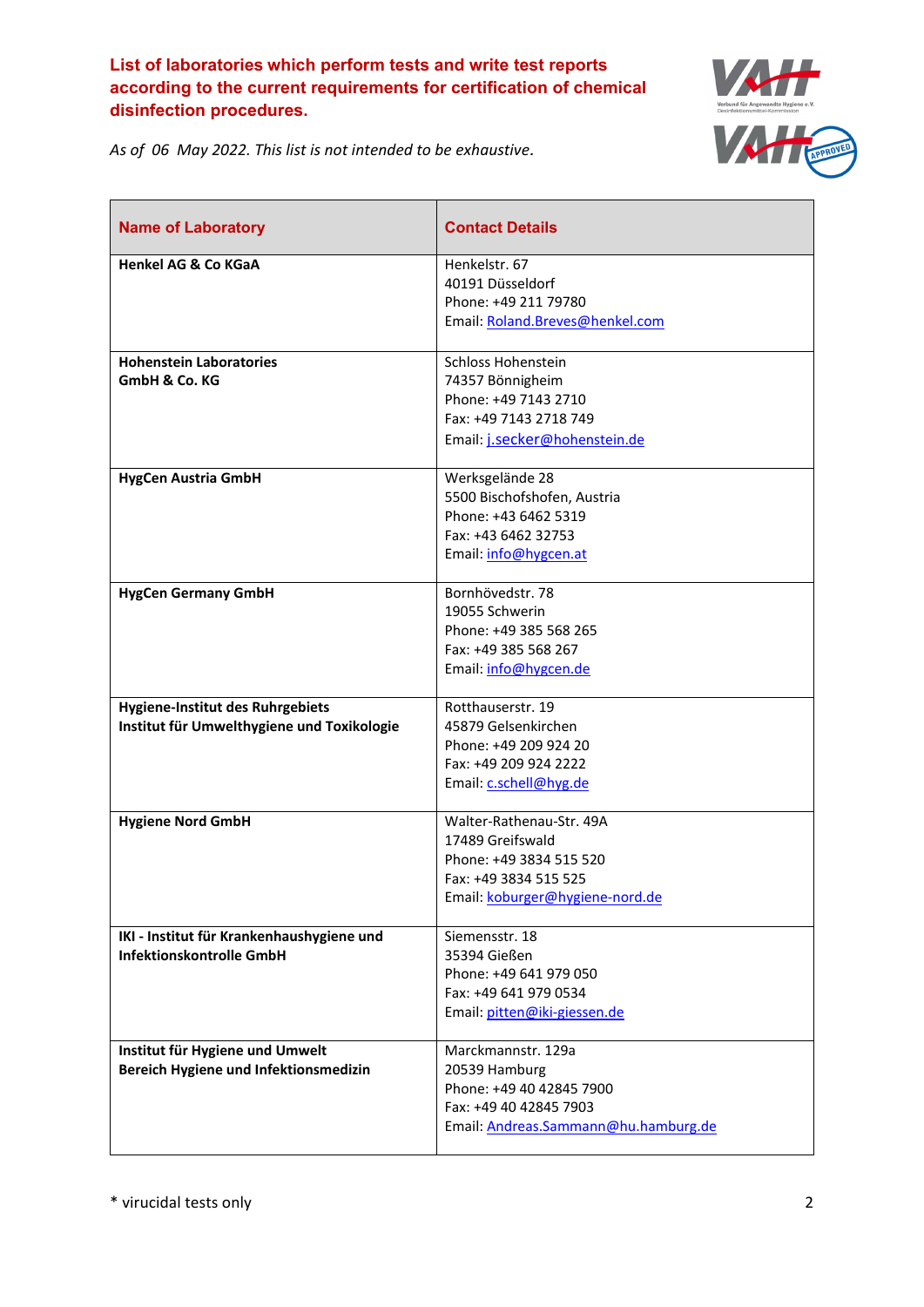# List of laboratories which perform tests and write test reports according to the current requirements for certification of chemical disinfection procedures.

*As of 06 May 2022. This list is not intended to be exhaustive.*

| Name of Laboratory | Contact Details |
|---|---|
| **Henkel AG & Co KGaA** | Henkelstr. 67<br>40191 Düsseldorf<br>Phone: +49 211 79780<br>Email: Roland.Breves@henkel.com |
| **Hohenstein Laboratories GmbH & Co. KG** | Schloss Hohenstein<br>74357 Bönnigheim<br>Phone: +49 7143 2710<br>Fax: +49 7143 2718 749<br>Email: j.secker@hohenstein.de |
| **HygCen Austria GmbH** | Werksgelände 28<br>5500 Bischofshofen, Austria<br>Phone: +43 6462 5319<br>Fax: +43 6462 32753<br>Email: info@hygcen.at |
| **HygCen Germany GmbH** | Bornhövedstr. 78<br>19055 Schwerin<br>Phone: +49 385 568 265<br>Fax: +49 385 568 267<br>Email: info@hygcen.de |
| **Hygiene-Institut des Ruhrgebiets Institut für Umwelthygiene und Toxikologie** | Rotthauserstr. 19<br>45879 Gelsenkirchen<br>Phone: +49 209 924 20<br>Fax: +49 209 924 2222<br>Email: c.schell@hyg.de |
| **Hygiene Nord GmbH** | Walter-Rathenau-Str. 49A<br>17489 Greifswald<br>Phone: +49 3834 515 520<br>Fax: +49 3834 515 525<br>Email: koburger@hygiene-nord.de |
| **IKI - Institut für Krankenhaushygiene und Infektionskontrolle GmbH** | Siemensstr. 18<br>35394 Gießen<br>Phone: +49 641 979 050<br>Fax: +49 641 979 0534<br>Email: pitten@iki-giessen.de |
| **Institut für Hygiene und Umwelt Bereich Hygiene und Infektionsmedizin** | Marckmannstr. 129a<br>20539 Hamburg<br>Phone: +49 40 42845 7900<br>Fax: +49 40 42845 7903<br>Email: Andreas.Sammann@hu.hamburg.de |

* virucidal tests only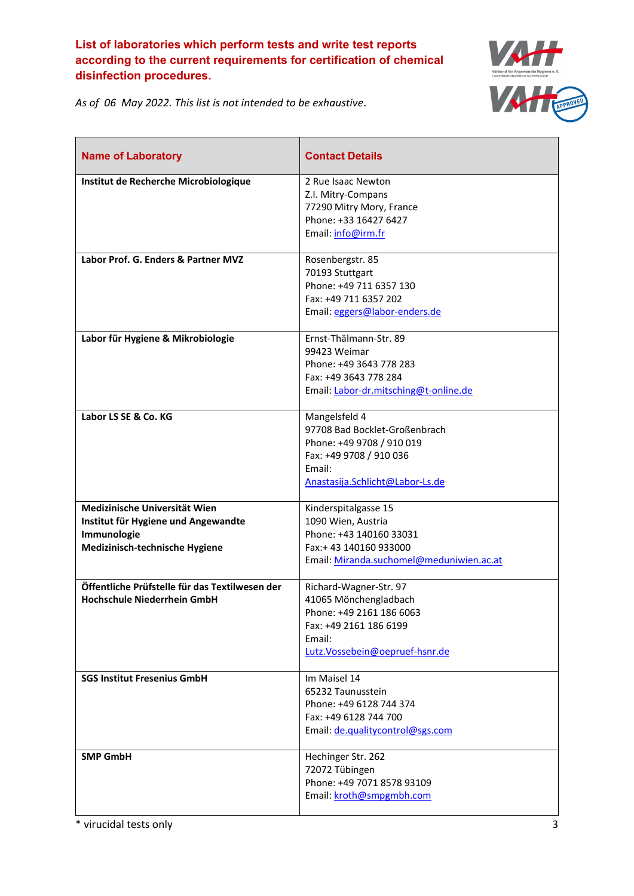**List of laboratories which perform tests and write test reports according to the current requirements for certification of chemical disinfection procedures.**

*As of 06 May 2022. This list is not intended to be exhaustive.*

| Name of Laboratory | Contact Details |
| --- | --- |
| **Institut de Recherche Microbiologique** | 2 Rue Isaac Newton<br>Z.I. Mitry-Compans<br>77290 Mitry Mory, France<br>Phone: +33 16427 6427<br>Email: info@irm.fr |
| **Labor Prof. G. Enders & Partner MVZ** | Rosenbergstr. 85<br>70193 Stuttgart<br>Phone: +49 711 6357 130<br>Fax: +49 711 6357 202<br>Email: eggers@labor-enders.de |
| **Labor für Hygiene & Mikrobiologie** | Ernst-Thälmann-Str. 89<br>99423 Weimar<br>Phone: +49 3643 778 283<br>Fax: +49 3643 778 284<br>Email: Labor-dr.mitsching@t-online.de |
| **Labor LS SE & Co. KG** | Mangelsfeld 4<br>97708 Bad Bocklet-Großenbrach<br>Phone: +49 9708 / 910 019<br>Fax: +49 9708 / 910 036<br>Email:<br>Anastasija.Schlicht@Labor-Ls.de |
| **Medizinische Universität Wien<br>Institut für Hygiene und Angewandte Immunologie<br>Medizinisch-technische Hygiene** | Kinderspitalgasse 15<br>1090 Wien, Austria<br>Phone: +43 140160 33031<br>Fax:+ 43 140160 933000<br>Email: Miranda.suchomel@meduniwien.ac.at |
| **Öffentliche Prüfstelle für das Textilwesen der Hochschule Niederrhein GmbH** | Richard-Wagner-Str. 97<br>41065 Mönchengladbach<br>Phone: +49 2161 186 6063<br>Fax: +49 2161 186 6199<br>Email:<br>Lutz.Vossebein@oepruef-hsnr.de |
| **SGS Institut Fresenius GmbH** | Im Maisel 14<br>65232 Taunusstein<br>Phone: +49 6128 744 374<br>Fax: +49 6128 744 700<br>Email: de.qualitycontrol@sgs.com |
| **SMP GmbH** | Hechinger Str. 262<br>72072 Tübingen<br>Phone: +49 7071 8578 93109<br>Email: kroth@smpgmbh.com |

\* virucidal tests only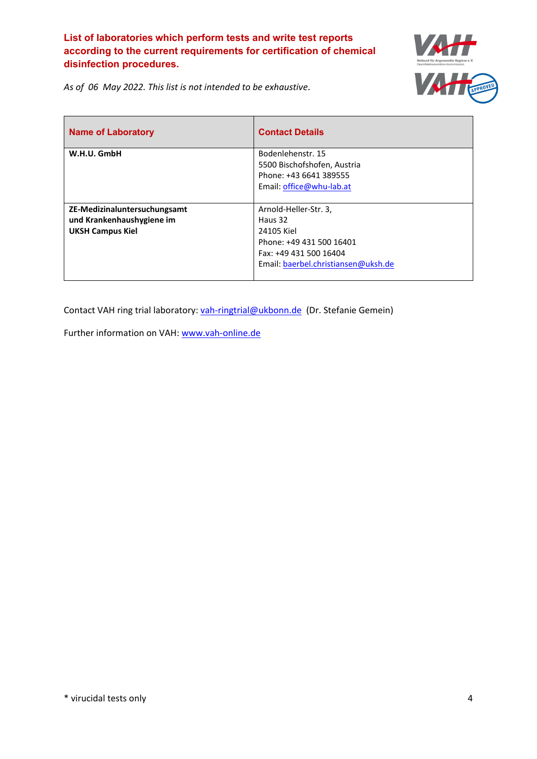**List of laboratories which perform tests and write test reports according to the current requirements for certification of chemical disinfection procedures.**

*As of 06 May 2022. This list is not intended to be exhaustive.*

| Name of Laboratory | Contact Details |
|---|---|
| **W.H.U. GmbH** | Bodenlehenstr. 15<br>5500 Bischofshofen, Austria<br>Phone: +43 6641 389555<br>Email: office@whu-lab.at |
| **ZE-Medizinaluntersuchungsamt und Krankenhaushygiene im UKSH Campus Kiel** | Arnold-Heller-Str. 3,<br>Haus 32<br>24105 Kiel<br>Phone: +49 431 500 16401<br>Fax: +49 431 500 16404<br>Email: baerbel.christiansen@uksh.de |

Contact VAH ring trial laboratory: vah-ringtrial@ukbonn.de (Dr. Stefanie Gemein)

Further information on VAH: www.vah-online.de

\* virucidal tests only